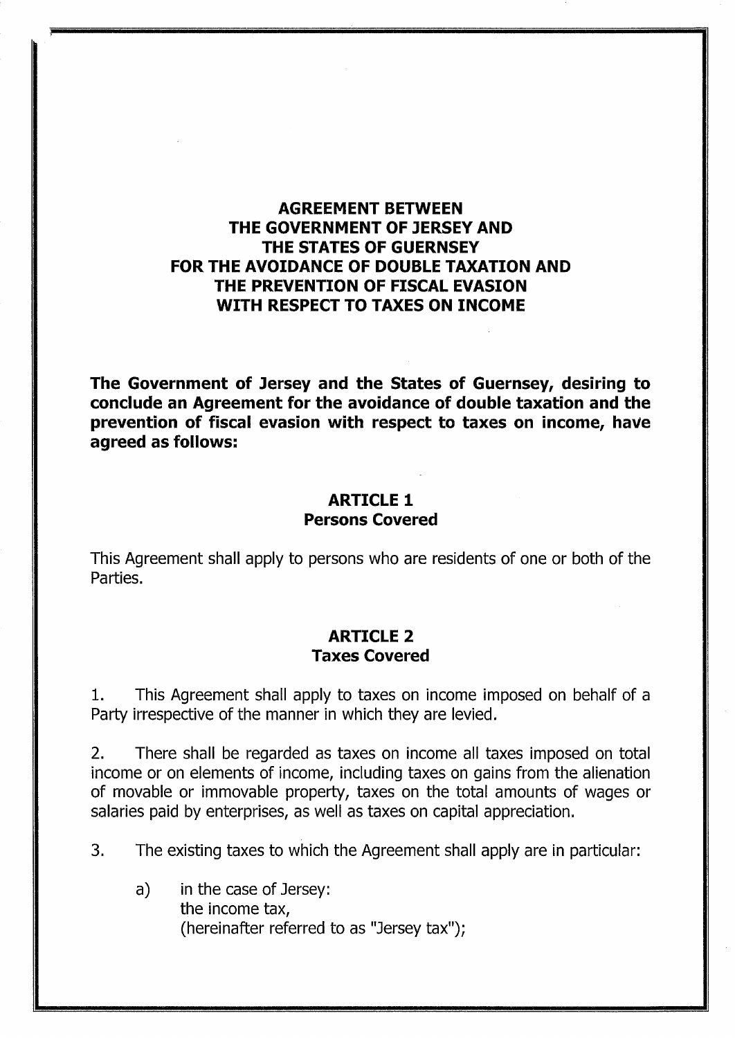# AGREEMENT BETWEEN THE GOVERNMENT OF JERSEY AND THE STATES OF GUERNSEY FOR THE AVOIDANCE OF DOUBLE TAXATION AND THE PREVENTION OF FISCAL EVASION WITH RESPECT TO TAXES ON INCOME

**The Government of Jersey and the States of Guernsey, desiring to conclude an Agreement for the avoidance of double taxation and the prevention of fiscal evasion with respect to taxes on income, have agreed as follows:**

## ARTICLE 1
## Persons Covered

This Agreement shall apply to persons who are residents of one or both of the Parties.

## ARTICLE 2
## Taxes Covered

1. This Agreement shall apply to taxes on income imposed on behalf of a Party irrespective of the manner in which they are levied.

2. There shall be regarded as taxes on income all taxes imposed on total income or on elements of income, including taxes on gains from the alienation of movable or immovable property, taxes on the total amounts of wages or salaries paid by enterprises, as well as taxes on capital appreciation.

3. The existing taxes to which the Agreement shall apply are in particular:

   a) in the case of Jersey:
   the income tax,
   (hereinafter referred to as "Jersey tax");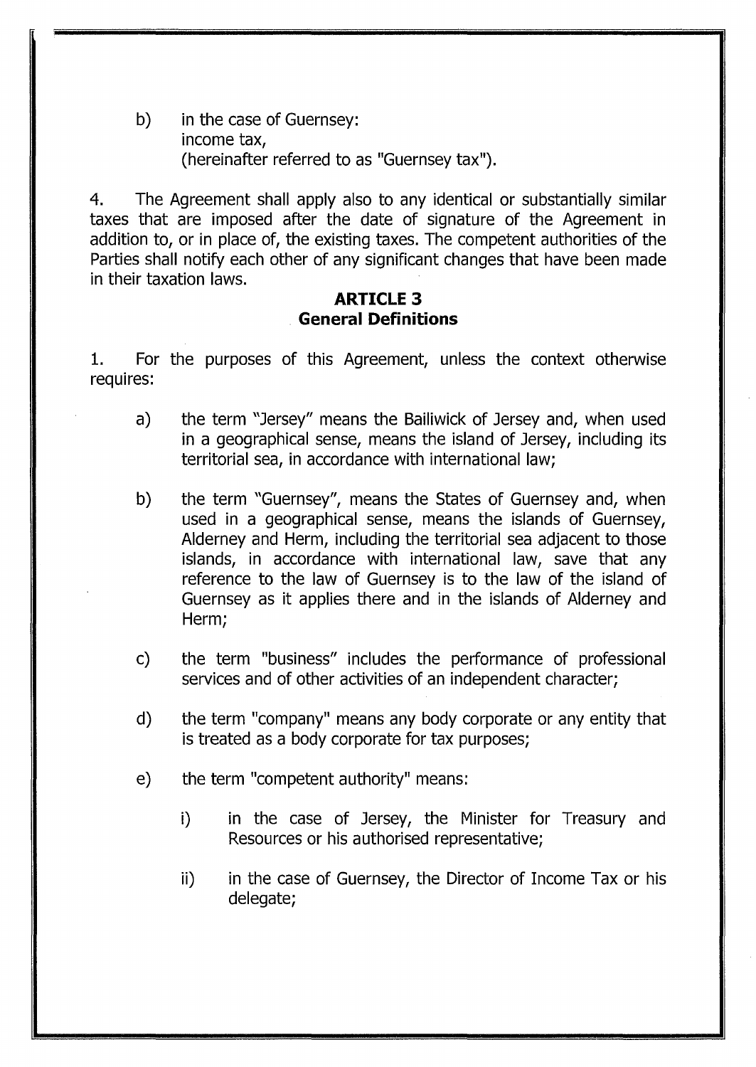b) in the case of Guernsey:
income tax,
(hereinafter referred to as "Guernsey tax").

4. The Agreement shall apply also to any identical or substantially similar taxes that are imposed after the date of signature of the Agreement in addition to, or in place of, the existing taxes. The competent authorities of the Parties shall notify each other of any significant changes that have been made in their taxation laws.

## ARTICLE 3
## General Definitions

1. For the purposes of this Agreement, unless the context otherwise requires:

a) the term "Jersey" means the Bailiwick of Jersey and, when used in a geographical sense, means the island of Jersey, including its territorial sea, in accordance with international law;

b) the term "Guernsey", means the States of Guernsey and, when used in a geographical sense, means the islands of Guernsey, Alderney and Herm, including the territorial sea adjacent to those islands, in accordance with international law, save that any reference to the law of Guernsey is to the law of the island of Guernsey as it applies there and in the islands of Alderney and Herm;

c) the term "business" includes the performance of professional services and of other activities of an independent character;

d) the term "company" means any body corporate or any entity that is treated as a body corporate for tax purposes;

e) the term "competent authority" means:

i) in the case of Jersey, the Minister for Treasury and Resources or his authorised representative;

ii) in the case of Guernsey, the Director of Income Tax or his delegate;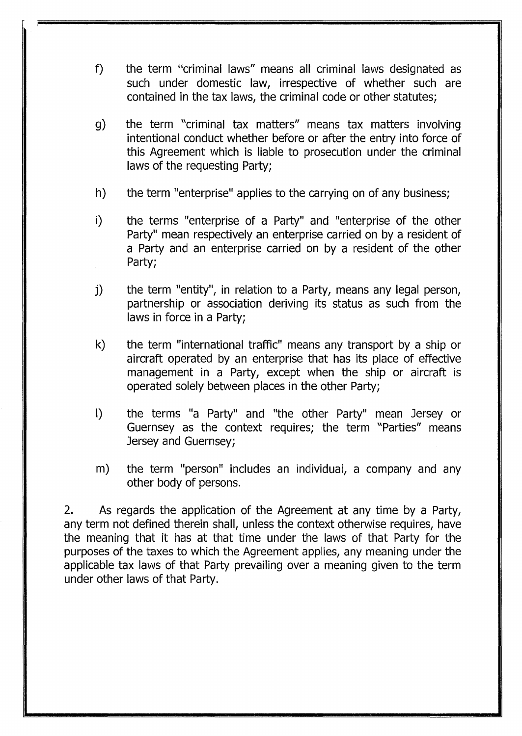f) the term "criminal laws" means all criminal laws designated as such under domestic law, irrespective of whether such are contained in the tax laws, the criminal code or other statutes;

g) the term "criminal tax matters" means tax matters involving intentional conduct whether before or after the entry into force of this Agreement which is liable to prosecution under the criminal laws of the requesting Party;

h) the term "enterprise" applies to the carrying on of any business;

i) the terms "enterprise of a Party" and "enterprise of the other Party" mean respectively an enterprise carried on by a resident of a Party and an enterprise carried on by a resident of the other Party;

j) the term "entity", in relation to a Party, means any legal person, partnership or association deriving its status as such from the laws in force in a Party;

k) the term "international traffic" means any transport by a ship or aircraft operated by an enterprise that has its place of effective management in a Party, except when the ship or aircraft is operated solely between places in the other Party;

l) the terms "a Party" and "the other Party" mean Jersey or Guernsey as the context requires; the term "Parties" means Jersey and Guernsey;

m) the term "person" includes an individual, a company and any other body of persons.

2. As regards the application of the Agreement at any time by a Party, any term not defined therein shall, unless the context otherwise requires, have the meaning that it has at that time under the laws of that Party for the purposes of the taxes to which the Agreement applies, any meaning under the applicable tax laws of that Party prevailing over a meaning given to the term under other laws of that Party.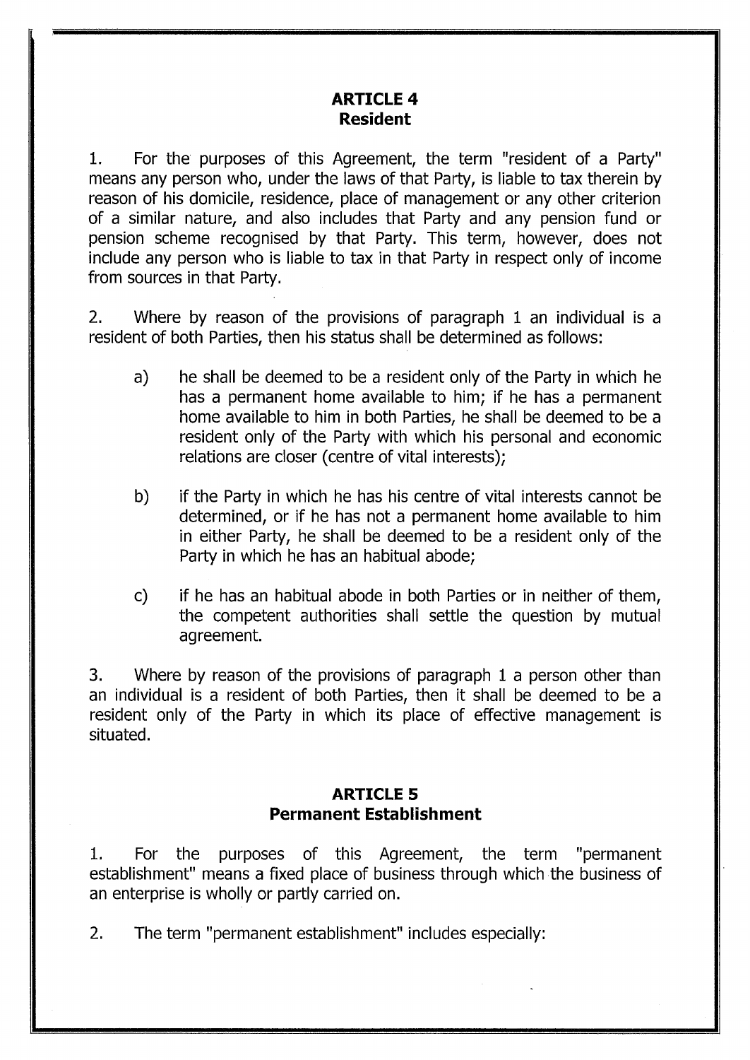## ARTICLE 4
## Resident

1. For the purposes of this Agreement, the term "resident of a Party" means any person who, under the laws of that Party, is liable to tax therein by reason of his domicile, residence, place of management or any other criterion of a similar nature, and also includes that Party and any pension fund or pension scheme recognised by that Party. This term, however, does not include any person who is liable to tax in that Party in respect only of income from sources in that Party.

2. Where by reason of the provisions of paragraph 1 an individual is a resident of both Parties, then his status shall be determined as follows:

a) he shall be deemed to be a resident only of the Party in which he has a permanent home available to him; if he has a permanent home available to him in both Parties, he shall be deemed to be a resident only of the Party with which his personal and economic relations are closer (centre of vital interests);

b) if the Party in which he has his centre of vital interests cannot be determined, or if he has not a permanent home available to him in either Party, he shall be deemed to be a resident only of the Party in which he has an habitual abode;

c) if he has an habitual abode in both Parties or in neither of them, the competent authorities shall settle the question by mutual agreement.

3. Where by reason of the provisions of paragraph 1 a person other than an individual is a resident of both Parties, then it shall be deemed to be a resident only of the Party in which its place of effective management is situated.

## ARTICLE 5
## Permanent Establishment

1. For the purposes of this Agreement, the term "permanent establishment" means a fixed place of business through which the business of an enterprise is wholly or partly carried on.

2. The term "permanent establishment" includes especially: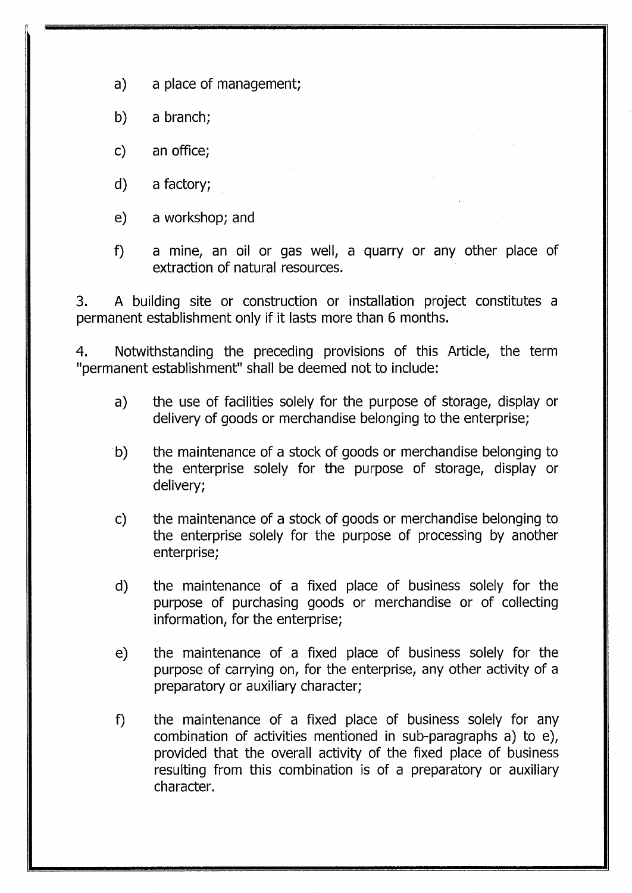a) a place of management;

b) a branch;

c) an office;

d) a factory;

e) a workshop; and

f) a mine, an oil or gas well, a quarry or any other place of extraction of natural resources.

3. A building site or construction or installation project constitutes a permanent establishment only if it lasts more than 6 months.

4. Notwithstanding the preceding provisions of this Article, the term "permanent establishment" shall be deemed not to include:

a) the use of facilities solely for the purpose of storage, display or delivery of goods or merchandise belonging to the enterprise;

b) the maintenance of a stock of goods or merchandise belonging to the enterprise solely for the purpose of storage, display or delivery;

c) the maintenance of a stock of goods or merchandise belonging to the enterprise solely for the purpose of processing by another enterprise;

d) the maintenance of a fixed place of business solely for the purpose of purchasing goods or merchandise or of collecting information, for the enterprise;

e) the maintenance of a fixed place of business solely for the purpose of carrying on, for the enterprise, any other activity of a preparatory or auxiliary character;

f) the maintenance of a fixed place of business solely for any combination of activities mentioned in sub-paragraphs a) to e), provided that the overall activity of the fixed place of business resulting from this combination is of a preparatory or auxiliary character.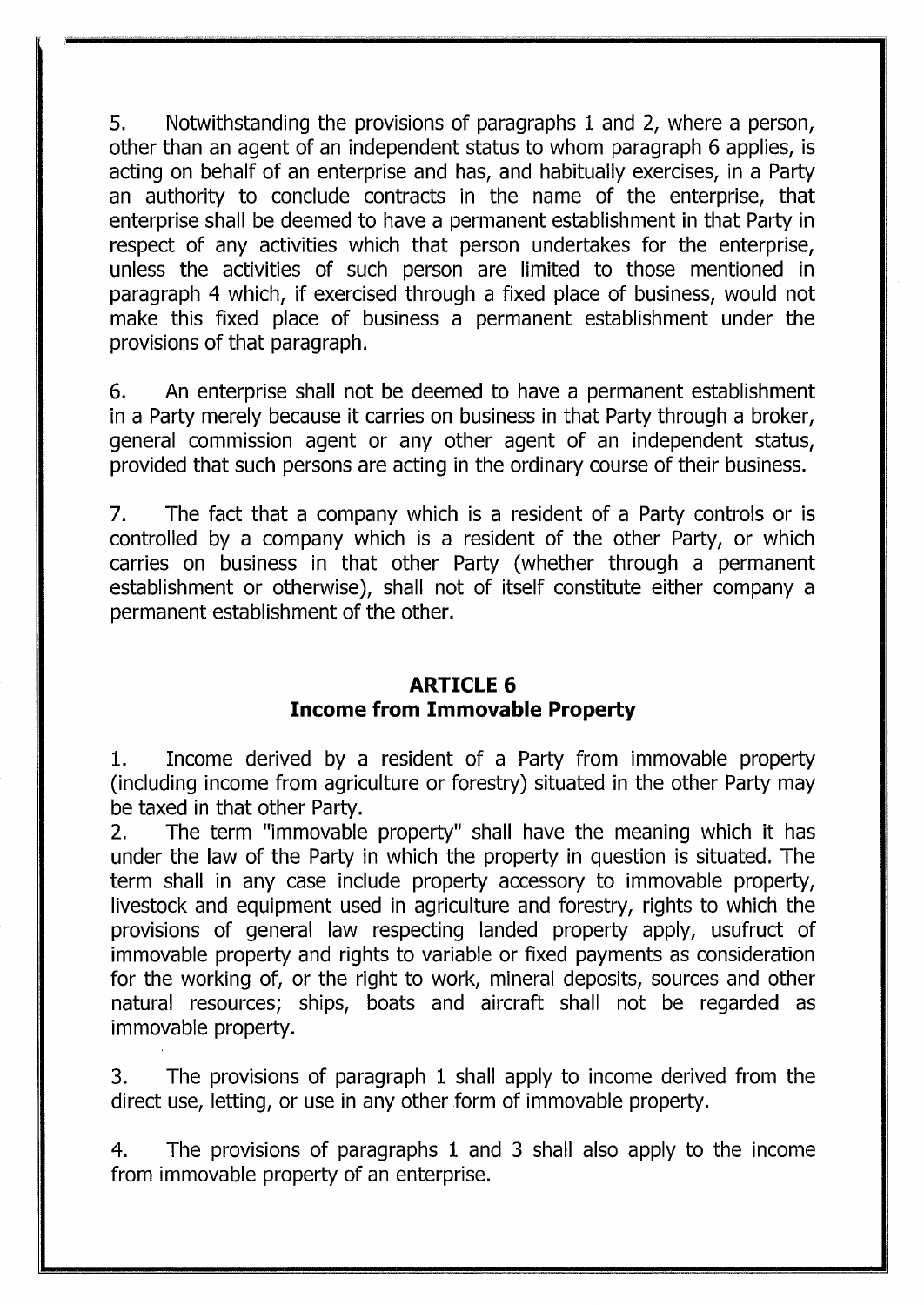5. Notwithstanding the provisions of paragraphs 1 and 2, where a person, other than an agent of an independent status to whom paragraph 6 applies, is acting on behalf of an enterprise and has, and habitually exercises, in a Party an authority to conclude contracts in the name of the enterprise, that enterprise shall be deemed to have a permanent establishment in that Party in respect of any activities which that person undertakes for the enterprise, unless the activities of such person are limited to those mentioned in paragraph 4 which, if exercised through a fixed place of business, would not make this fixed place of business a permanent establishment under the provisions of that paragraph.

6. An enterprise shall not be deemed to have a permanent establishment in a Party merely because it carries on business in that Party through a broker, general commission agent or any other agent of an independent status, provided that such persons are acting in the ordinary course of their business.

7. The fact that a company which is a resident of a Party controls or is controlled by a company which is a resident of the other Party, or which carries on business in that other Party (whether through a permanent establishment or otherwise), shall not of itself constitute either company a permanent establishment of the other.

## ARTICLE 6
## Income from Immovable Property

1. Income derived by a resident of a Party from immovable property (including income from agriculture or forestry) situated in the other Party may be taxed in that other Party.

2. The term "immovable property" shall have the meaning which it has under the law of the Party in which the property in question is situated. The term shall in any case include property accessory to immovable property, livestock and equipment used in agriculture and forestry, rights to which the provisions of general law respecting landed property apply, usufruct of immovable property and rights to variable or fixed payments as consideration for the working of, or the right to work, mineral deposits, sources and other natural resources; ships, boats and aircraft shall not be regarded as immovable property.

3. The provisions of paragraph 1 shall apply to income derived from the direct use, letting, or use in any other form of immovable property.

4. The provisions of paragraphs 1 and 3 shall also apply to the income from immovable property of an enterprise.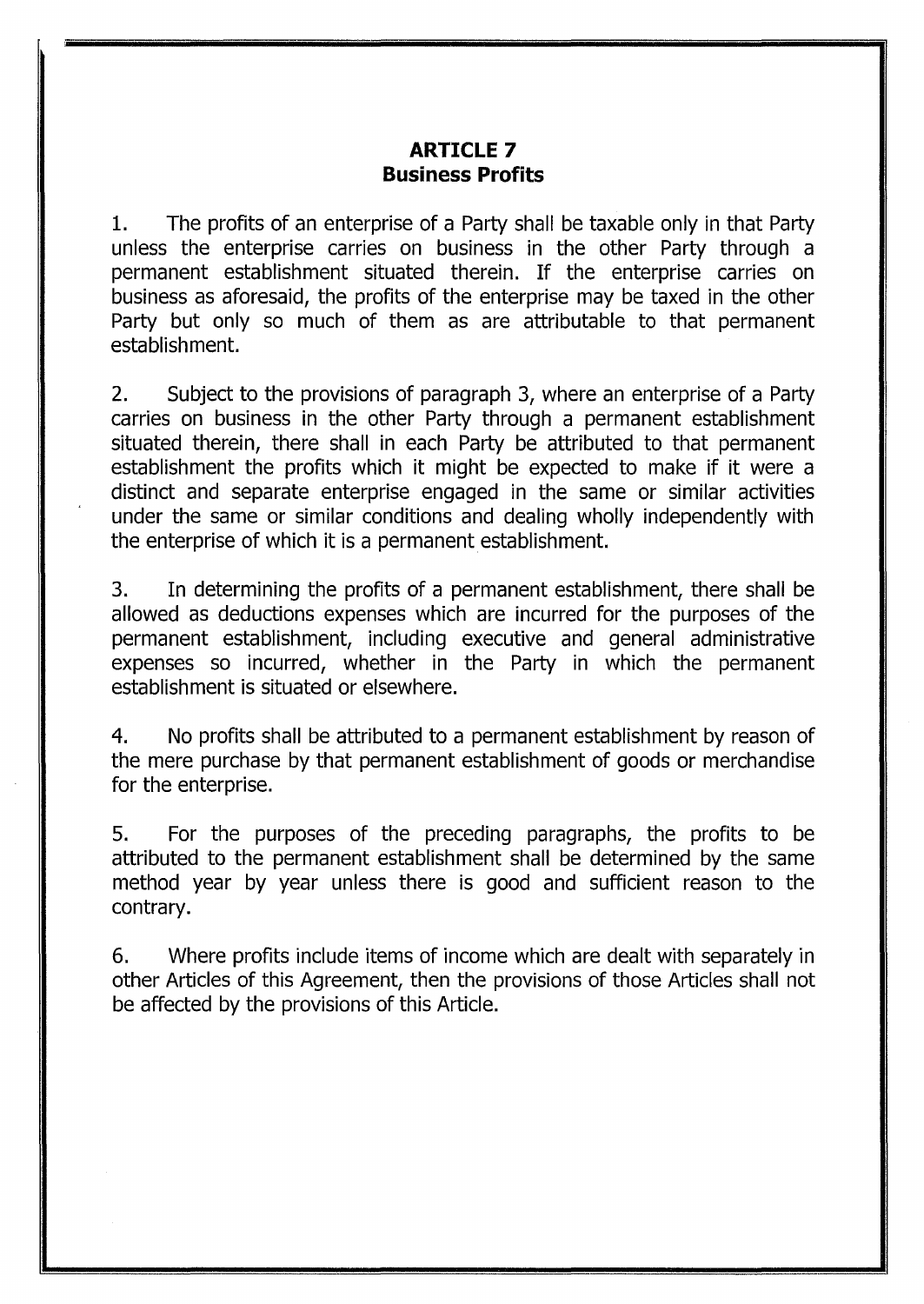## ARTICLE 7
## Business Profits

1. The profits of an enterprise of a Party shall be taxable only in that Party unless the enterprise carries on business in the other Party through a permanent establishment situated therein. If the enterprise carries on business as aforesaid, the profits of the enterprise may be taxed in the other Party but only so much of them as are attributable to that permanent establishment.

2. Subject to the provisions of paragraph 3, where an enterprise of a Party carries on business in the other Party through a permanent establishment situated therein, there shall in each Party be attributed to that permanent establishment the profits which it might be expected to make if it were a distinct and separate enterprise engaged in the same or similar activities under the same or similar conditions and dealing wholly independently with the enterprise of which it is a permanent establishment.

3. In determining the profits of a permanent establishment, there shall be allowed as deductions expenses which are incurred for the purposes of the permanent establishment, including executive and general administrative expenses so incurred, whether in the Party in which the permanent establishment is situated or elsewhere.

4. No profits shall be attributed to a permanent establishment by reason of the mere purchase by that permanent establishment of goods or merchandise for the enterprise.

5. For the purposes of the preceding paragraphs, the profits to be attributed to the permanent establishment shall be determined by the same method year by year unless there is good and sufficient reason to the contrary.

6. Where profits include items of income which are dealt with separately in other Articles of this Agreement, then the provisions of those Articles shall not be affected by the provisions of this Article.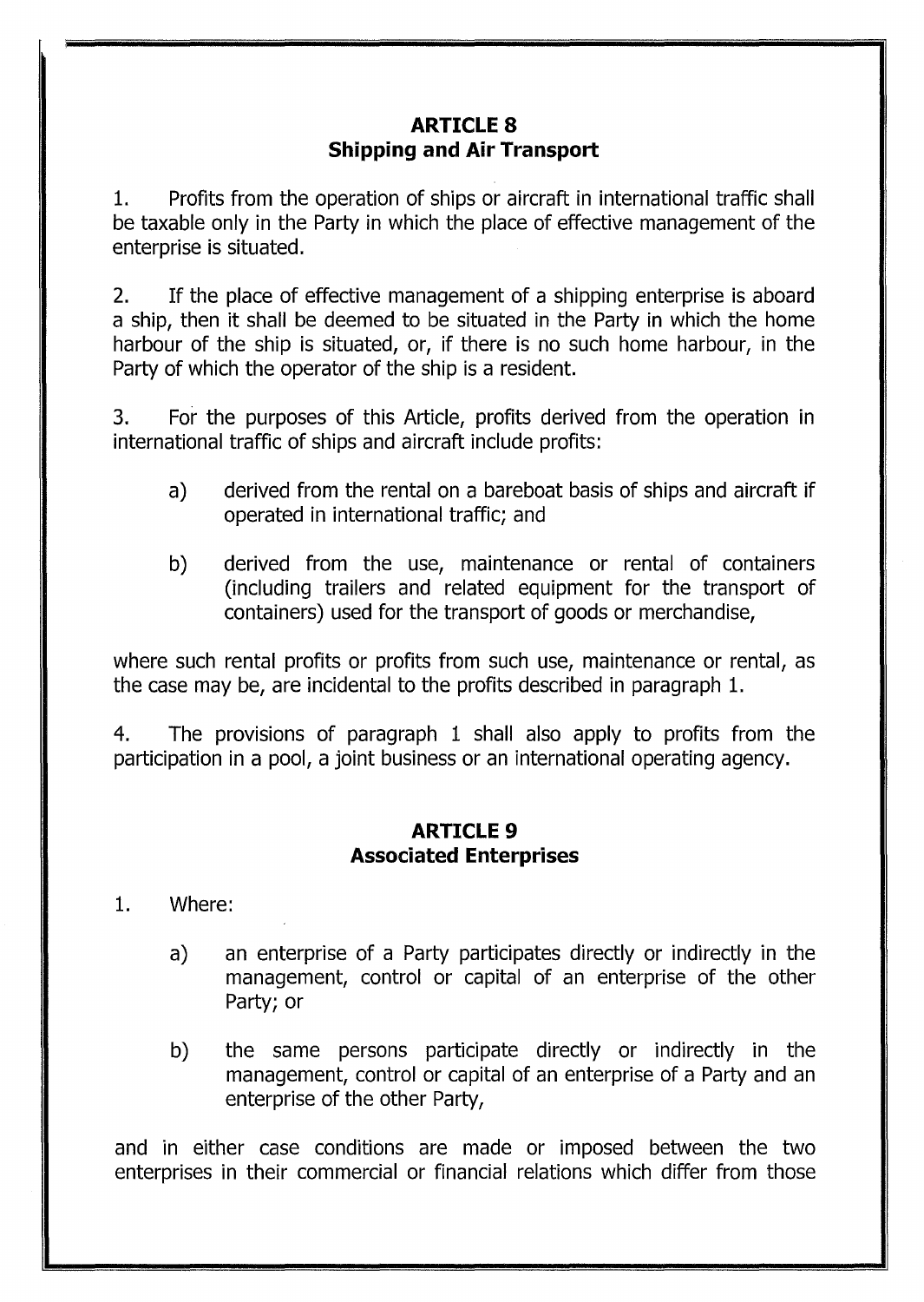## ARTICLE 8
## Shipping and Air Transport

1. Profits from the operation of ships or aircraft in international traffic shall be taxable only in the Party in which the place of effective management of the enterprise is situated.

2. If the place of effective management of a shipping enterprise is aboard a ship, then it shall be deemed to be situated in the Party in which the home harbour of the ship is situated, or, if there is no such home harbour, in the Party of which the operator of the ship is a resident.

3. For the purposes of this Article, profits derived from the operation in international traffic of ships and aircraft include profits:

   a) derived from the rental on a bareboat basis of ships and aircraft if operated in international traffic; and

   b) derived from the use, maintenance or rental of containers (including trailers and related equipment for the transport of containers) used for the transport of goods or merchandise,

where such rental profits or profits from such use, maintenance or rental, as the case may be, are incidental to the profits described in paragraph 1.

4. The provisions of paragraph 1 shall also apply to profits from the participation in a pool, a joint business or an international operating agency.

## ARTICLE 9
## Associated Enterprises

1. Where:

   a) an enterprise of a Party participates directly or indirectly in the management, control or capital of an enterprise of the other Party; or

   b) the same persons participate directly or indirectly in the management, control or capital of an enterprise of a Party and an enterprise of the other Party,

and in either case conditions are made or imposed between the two enterprises in their commercial or financial relations which differ from those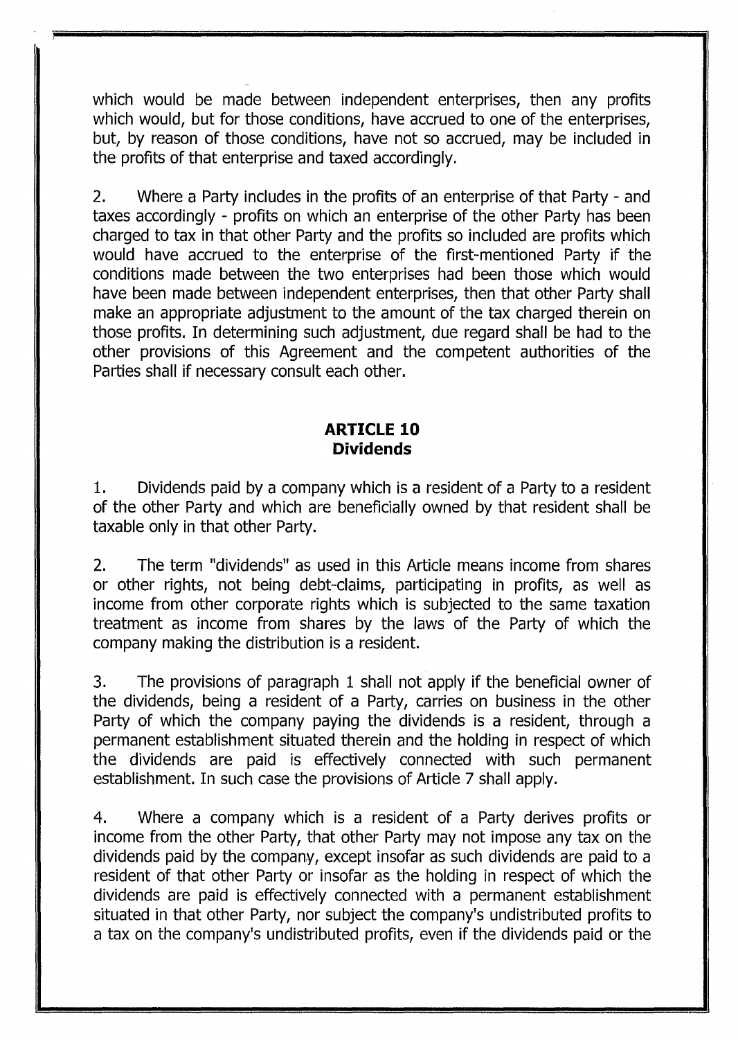which would be made between independent enterprises, then any profits which would, but for those conditions, have accrued to one of the enterprises, but, by reason of those conditions, have not so accrued, may be included in the profits of that enterprise and taxed accordingly.

2. Where a Party includes in the profits of an enterprise of that Party - and taxes accordingly - profits on which an enterprise of the other Party has been charged to tax in that other Party and the profits so included are profits which would have accrued to the enterprise of the first-mentioned Party if the conditions made between the two enterprises had been those which would have been made between independent enterprises, then that other Party shall make an appropriate adjustment to the amount of the tax charged therein on those profits. In determining such adjustment, due regard shall be had to the other provisions of this Agreement and the competent authorities of the Parties shall if necessary consult each other.

## ARTICLE 10
## Dividends

1. Dividends paid by a company which is a resident of a Party to a resident of the other Party and which are beneficially owned by that resident shall be taxable only in that other Party.

2. The term "dividends" as used in this Article means income from shares or other rights, not being debt-claims, participating in profits, as well as income from other corporate rights which is subjected to the same taxation treatment as income from shares by the laws of the Party of which the company making the distribution is a resident.

3. The provisions of paragraph 1 shall not apply if the beneficial owner of the dividends, being a resident of a Party, carries on business in the other Party of which the company paying the dividends is a resident, through a permanent establishment situated therein and the holding in respect of which the dividends are paid is effectively connected with such permanent establishment. In such case the provisions of Article 7 shall apply.

4. Where a company which is a resident of a Party derives profits or income from the other Party, that other Party may not impose any tax on the dividends paid by the company, except insofar as such dividends are paid to a resident of that other Party or insofar as the holding in respect of which the dividends are paid is effectively connected with a permanent establishment situated in that other Party, nor subject the company's undistributed profits to a tax on the company's undistributed profits, even if the dividends paid or the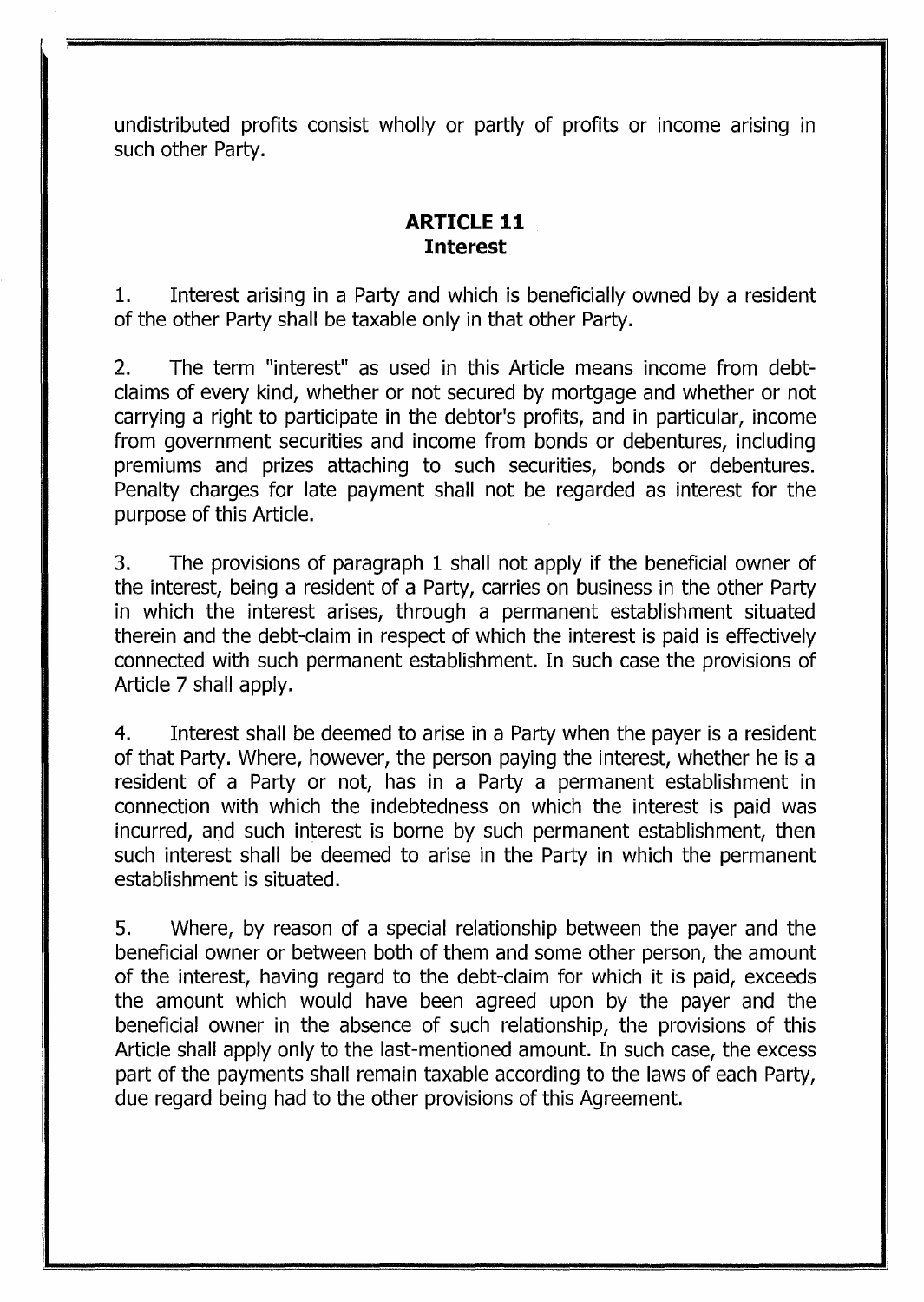undistributed profits consist wholly or partly of profits or income arising in such other Party.

## ARTICLE 11
## Interest

1. Interest arising in a Party and which is beneficially owned by a resident of the other Party shall be taxable only in that other Party.

2. The term "interest" as used in this Article means income from debt-claims of every kind, whether or not secured by mortgage and whether or not carrying a right to participate in the debtor's profits, and in particular, income from government securities and income from bonds or debentures, including premiums and prizes attaching to such securities, bonds or debentures. Penalty charges for late payment shall not be regarded as interest for the purpose of this Article.

3. The provisions of paragraph 1 shall not apply if the beneficial owner of the interest, being a resident of a Party, carries on business in the other Party in which the interest arises, through a permanent establishment situated therein and the debt-claim in respect of which the interest is paid is effectively connected with such permanent establishment. In such case the provisions of Article 7 shall apply.

4. Interest shall be deemed to arise in a Party when the payer is a resident of that Party. Where, however, the person paying the interest, whether he is a resident of a Party or not, has in a Party a permanent establishment in connection with which the indebtedness on which the interest is paid was incurred, and such interest is borne by such permanent establishment, then such interest shall be deemed to arise in the Party in which the permanent establishment is situated.

5. Where, by reason of a special relationship between the payer and the beneficial owner or between both of them and some other person, the amount of the interest, having regard to the debt-claim for which it is paid, exceeds the amount which would have been agreed upon by the payer and the beneficial owner in the absence of such relationship, the provisions of this Article shall apply only to the last-mentioned amount. In such case, the excess part of the payments shall remain taxable according to the laws of each Party, due regard being had to the other provisions of this Agreement.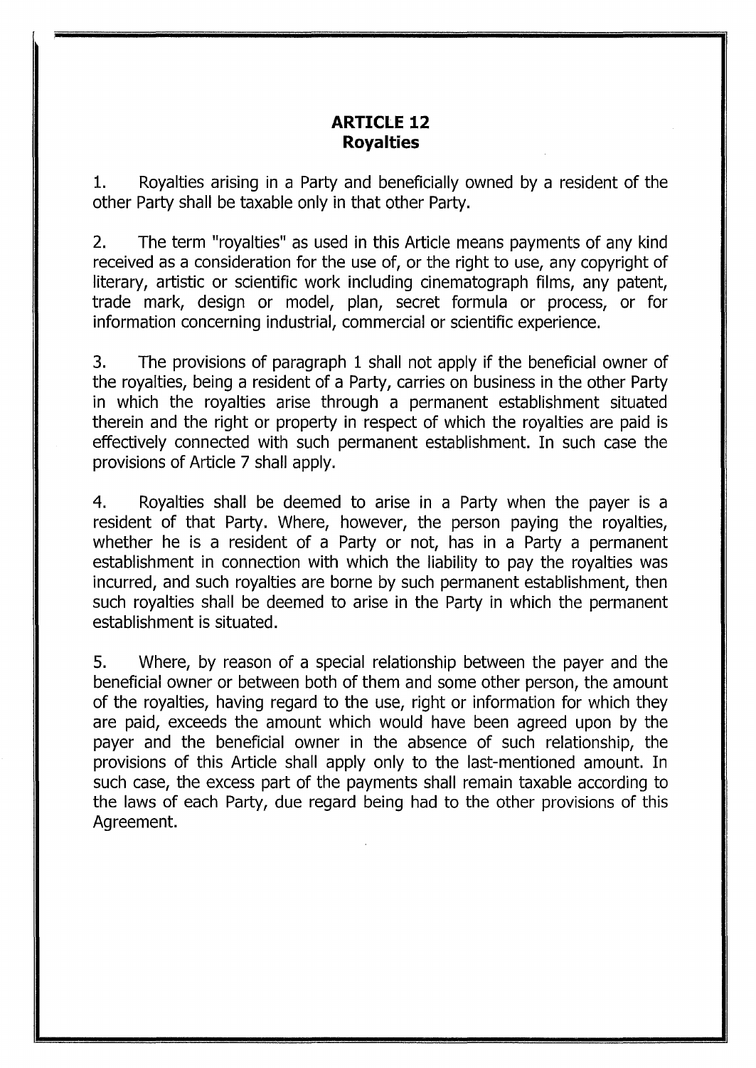## ARTICLE 12
## Royalties

1. Royalties arising in a Party and beneficially owned by a resident of the other Party shall be taxable only in that other Party.

2. The term "royalties" as used in this Article means payments of any kind received as a consideration for the use of, or the right to use, any copyright of literary, artistic or scientific work including cinematograph films, any patent, trade mark, design or model, plan, secret formula or process, or for information concerning industrial, commercial or scientific experience.

3. The provisions of paragraph 1 shall not apply if the beneficial owner of the royalties, being a resident of a Party, carries on business in the other Party in which the royalties arise through a permanent establishment situated therein and the right or property in respect of which the royalties are paid is effectively connected with such permanent establishment. In such case the provisions of Article 7 shall apply.

4. Royalties shall be deemed to arise in a Party when the payer is a resident of that Party. Where, however, the person paying the royalties, whether he is a resident of a Party or not, has in a Party a permanent establishment in connection with which the liability to pay the royalties was incurred, and such royalties are borne by such permanent establishment, then such royalties shall be deemed to arise in the Party in which the permanent establishment is situated.

5. Where, by reason of a special relationship between the payer and the beneficial owner or between both of them and some other person, the amount of the royalties, having regard to the use, right or information for which they are paid, exceeds the amount which would have been agreed upon by the payer and the beneficial owner in the absence of such relationship, the provisions of this Article shall apply only to the last-mentioned amount. In such case, the excess part of the payments shall remain taxable according to the laws of each Party, due regard being had to the other provisions of this Agreement.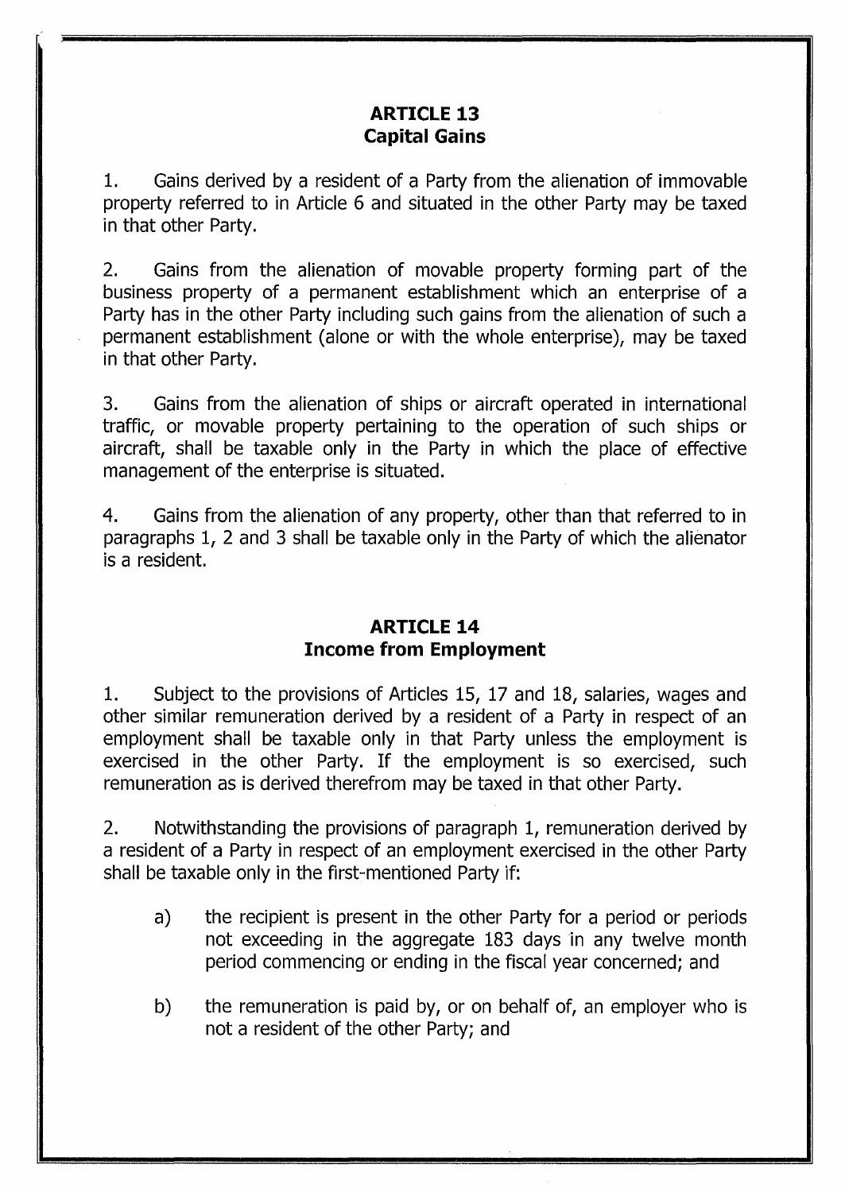## ARTICLE 13
## Capital Gains

1. Gains derived by a resident of a Party from the alienation of immovable property referred to in Article 6 and situated in the other Party may be taxed in that other Party.

2. Gains from the alienation of movable property forming part of the business property of a permanent establishment which an enterprise of a Party has in the other Party including such gains from the alienation of such a permanent establishment (alone or with the whole enterprise), may be taxed in that other Party.

3. Gains from the alienation of ships or aircraft operated in international traffic, or movable property pertaining to the operation of such ships or aircraft, shall be taxable only in the Party in which the place of effective management of the enterprise is situated.

4. Gains from the alienation of any property, other than that referred to in paragraphs 1, 2 and 3 shall be taxable only in the Party of which the alienator is a resident.

## ARTICLE 14
## Income from Employment

1. Subject to the provisions of Articles 15, 17 and 18, salaries, wages and other similar remuneration derived by a resident of a Party in respect of an employment shall be taxable only in that Party unless the employment is exercised in the other Party. If the employment is so exercised, such remuneration as is derived therefrom may be taxed in that other Party.

2. Notwithstanding the provisions of paragraph 1, remuneration derived by a resident of a Party in respect of an employment exercised in the other Party shall be taxable only in the first-mentioned Party if:

   a) the recipient is present in the other Party for a period or periods not exceeding in the aggregate 183 days in any twelve month period commencing or ending in the fiscal year concerned; and

   b) the remuneration is paid by, or on behalf of, an employer who is not a resident of the other Party; and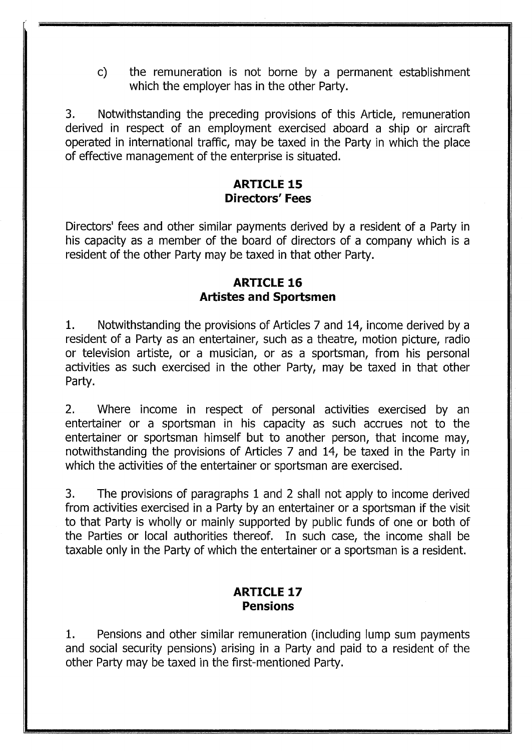c) the remuneration is not borne by a permanent establishment which the employer has in the other Party.

3. Notwithstanding the preceding provisions of this Article, remuneration derived in respect of an employment exercised aboard a ship or aircraft operated in international traffic, may be taxed in the Party in which the place of effective management of the enterprise is situated.

## ARTICLE 15
## Directors' Fees

Directors' fees and other similar payments derived by a resident of a Party in his capacity as a member of the board of directors of a company which is a resident of the other Party may be taxed in that other Party.

## ARTICLE 16
## Artistes and Sportsmen

1. Notwithstanding the provisions of Articles 7 and 14, income derived by a resident of a Party as an entertainer, such as a theatre, motion picture, radio or television artiste, or a musician, or as a sportsman, from his personal activities as such exercised in the other Party, may be taxed in that other Party.

2. Where income in respect of personal activities exercised by an entertainer or a sportsman in his capacity as such accrues not to the entertainer or sportsman himself but to another person, that income may, notwithstanding the provisions of Articles 7 and 14, be taxed in the Party in which the activities of the entertainer or sportsman are exercised.

3. The provisions of paragraphs 1 and 2 shall not apply to income derived from activities exercised in a Party by an entertainer or a sportsman if the visit to that Party is wholly or mainly supported by public funds of one or both of the Parties or local authorities thereof. In such case, the income shall be taxable only in the Party of which the entertainer or a sportsman is a resident.

## ARTICLE 17
## Pensions

1. Pensions and other similar remuneration (including lump sum payments and social security pensions) arising in a Party and paid to a resident of the other Party may be taxed in the first-mentioned Party.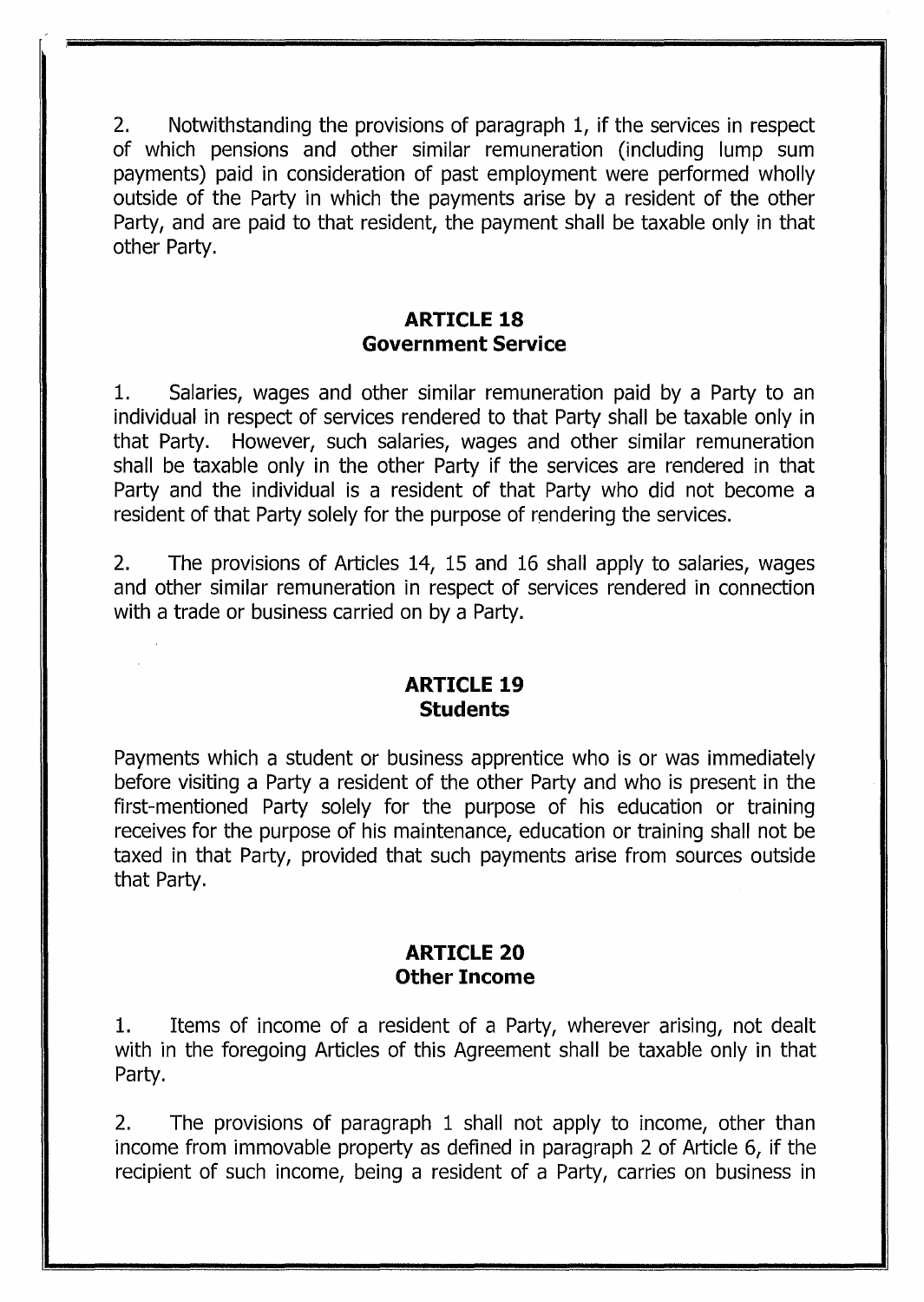2. Notwithstanding the provisions of paragraph 1, if the services in respect of which pensions and other similar remuneration (including lump sum payments) paid in consideration of past employment were performed wholly outside of the Party in which the payments arise by a resident of the other Party, and are paid to that resident, the payment shall be taxable only in that other Party.

## ARTICLE 18
## Government Service

1. Salaries, wages and other similar remuneration paid by a Party to an individual in respect of services rendered to that Party shall be taxable only in that Party. However, such salaries, wages and other similar remuneration shall be taxable only in the other Party if the services are rendered in that Party and the individual is a resident of that Party who did not become a resident of that Party solely for the purpose of rendering the services.

2. The provisions of Articles 14, 15 and 16 shall apply to salaries, wages and other similar remuneration in respect of services rendered in connection with a trade or business carried on by a Party.

## ARTICLE 19
## Students

Payments which a student or business apprentice who is or was immediately before visiting a Party a resident of the other Party and who is present in the first-mentioned Party solely for the purpose of his education or training receives for the purpose of his maintenance, education or training shall not be taxed in that Party, provided that such payments arise from sources outside that Party.

## ARTICLE 20
## Other Income

1. Items of income of a resident of a Party, wherever arising, not dealt with in the foregoing Articles of this Agreement shall be taxable only in that Party.

2. The provisions of paragraph 1 shall not apply to income, other than income from immovable property as defined in paragraph 2 of Article 6, if the recipient of such income, being a resident of a Party, carries on business in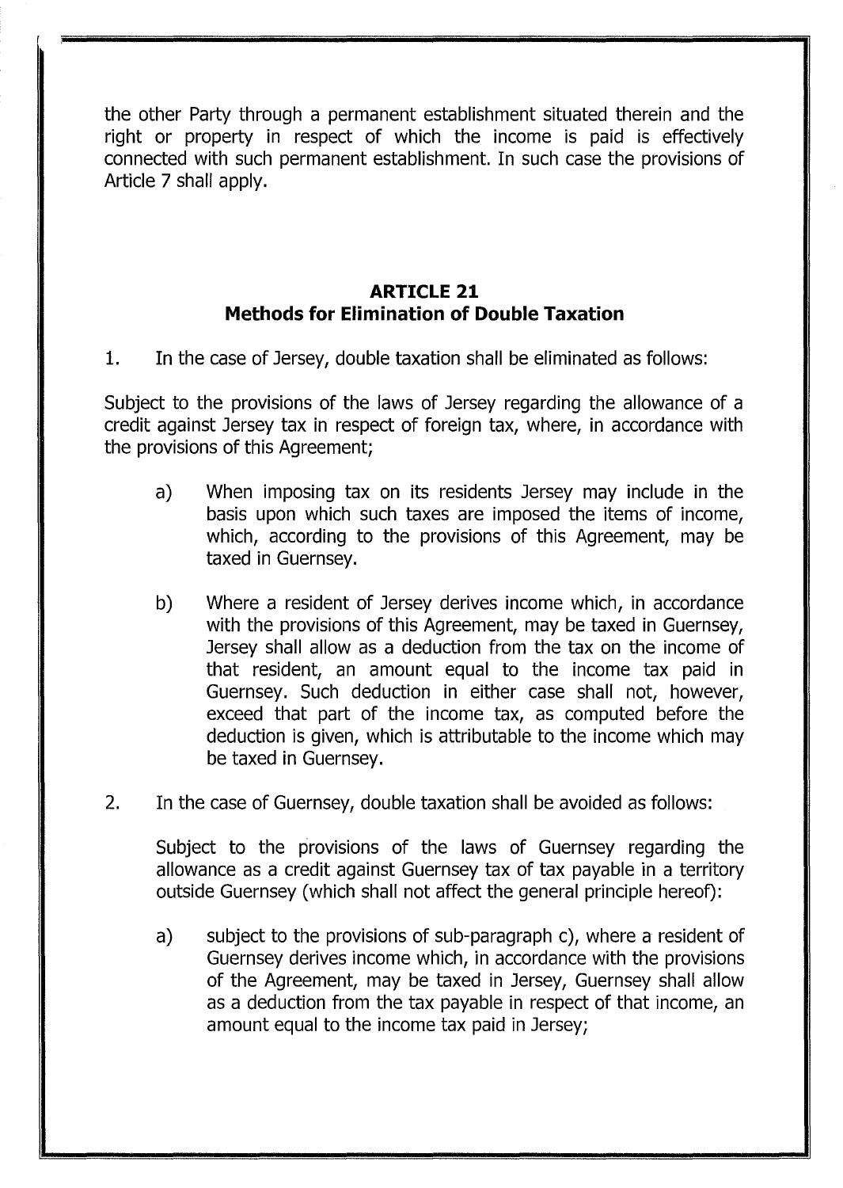the other Party through a permanent establishment situated therein and the right or property in respect of which the income is paid is effectively connected with such permanent establishment. In such case the provisions of Article 7 shall apply.

## ARTICLE 21
## Methods for Elimination of Double Taxation

1. In the case of Jersey, double taxation shall be eliminated as follows:

Subject to the provisions of the laws of Jersey regarding the allowance of a credit against Jersey tax in respect of foreign tax, where, in accordance with the provisions of this Agreement;

a) When imposing tax on its residents Jersey may include in the basis upon which such taxes are imposed the items of income, which, according to the provisions of this Agreement, may be taxed in Guernsey.

b) Where a resident of Jersey derives income which, in accordance with the provisions of this Agreement, may be taxed in Guernsey, Jersey shall allow as a deduction from the tax on the income of that resident, an amount equal to the income tax paid in Guernsey. Such deduction in either case shall not, however, exceed that part of the income tax, as computed before the deduction is given, which is attributable to the income which may be taxed in Guernsey.

2. In the case of Guernsey, double taxation shall be avoided as follows:

Subject to the provisions of the laws of Guernsey regarding the allowance as a credit against Guernsey tax of tax payable in a territory outside Guernsey (which shall not affect the general principle hereof):

a) subject to the provisions of sub-paragraph c), where a resident of Guernsey derives income which, in accordance with the provisions of the Agreement, may be taxed in Jersey, Guernsey shall allow as a deduction from the tax payable in respect of that income, an amount equal to the income tax paid in Jersey;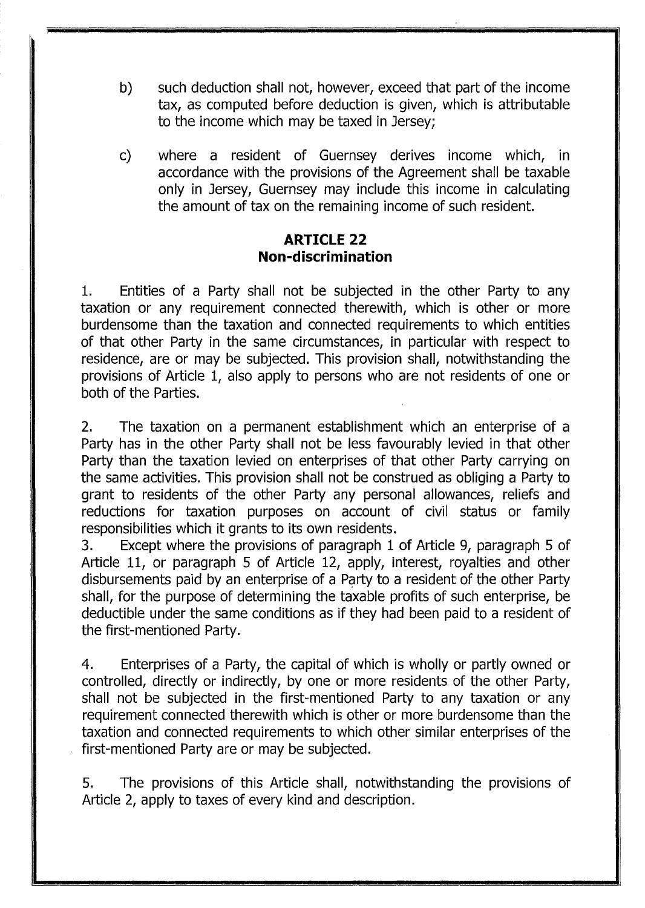b) such deduction shall not, however, exceed that part of the income tax, as computed before deduction is given, which is attributable to the income which may be taxed in Jersey;

c) where a resident of Guernsey derives income which, in accordance with the provisions of the Agreement shall be taxable only in Jersey, Guernsey may include this income in calculating the amount of tax on the remaining income of such resident.

## ARTICLE 22
## Non-discrimination

1. Entities of a Party shall not be subjected in the other Party to any taxation or any requirement connected therewith, which is other or more burdensome than the taxation and connected requirements to which entities of that other Party in the same circumstances, in particular with respect to residence, are or may be subjected. This provision shall, notwithstanding the provisions of Article 1, also apply to persons who are not residents of one or both of the Parties.

2. The taxation on a permanent establishment which an enterprise of a Party has in the other Party shall not be less favourably levied in that other Party than the taxation levied on enterprises of that other Party carrying on the same activities. This provision shall not be construed as obliging a Party to grant to residents of the other Party any personal allowances, reliefs and reductions for taxation purposes on account of civil status or family responsibilities which it grants to its own residents.

3. Except where the provisions of paragraph 1 of Article 9, paragraph 5 of Article 11, or paragraph 5 of Article 12, apply, interest, royalties and other disbursements paid by an enterprise of a Party to a resident of the other Party shall, for the purpose of determining the taxable profits of such enterprise, be deductible under the same conditions as if they had been paid to a resident of the first-mentioned Party.

4. Enterprises of a Party, the capital of which is wholly or partly owned or controlled, directly or indirectly, by one or more residents of the other Party, shall not be subjected in the first-mentioned Party to any taxation or any requirement connected therewith which is other or more burdensome than the taxation and connected requirements to which other similar enterprises of the first-mentioned Party are or may be subjected.

5. The provisions of this Article shall, notwithstanding the provisions of Article 2, apply to taxes of every kind and description.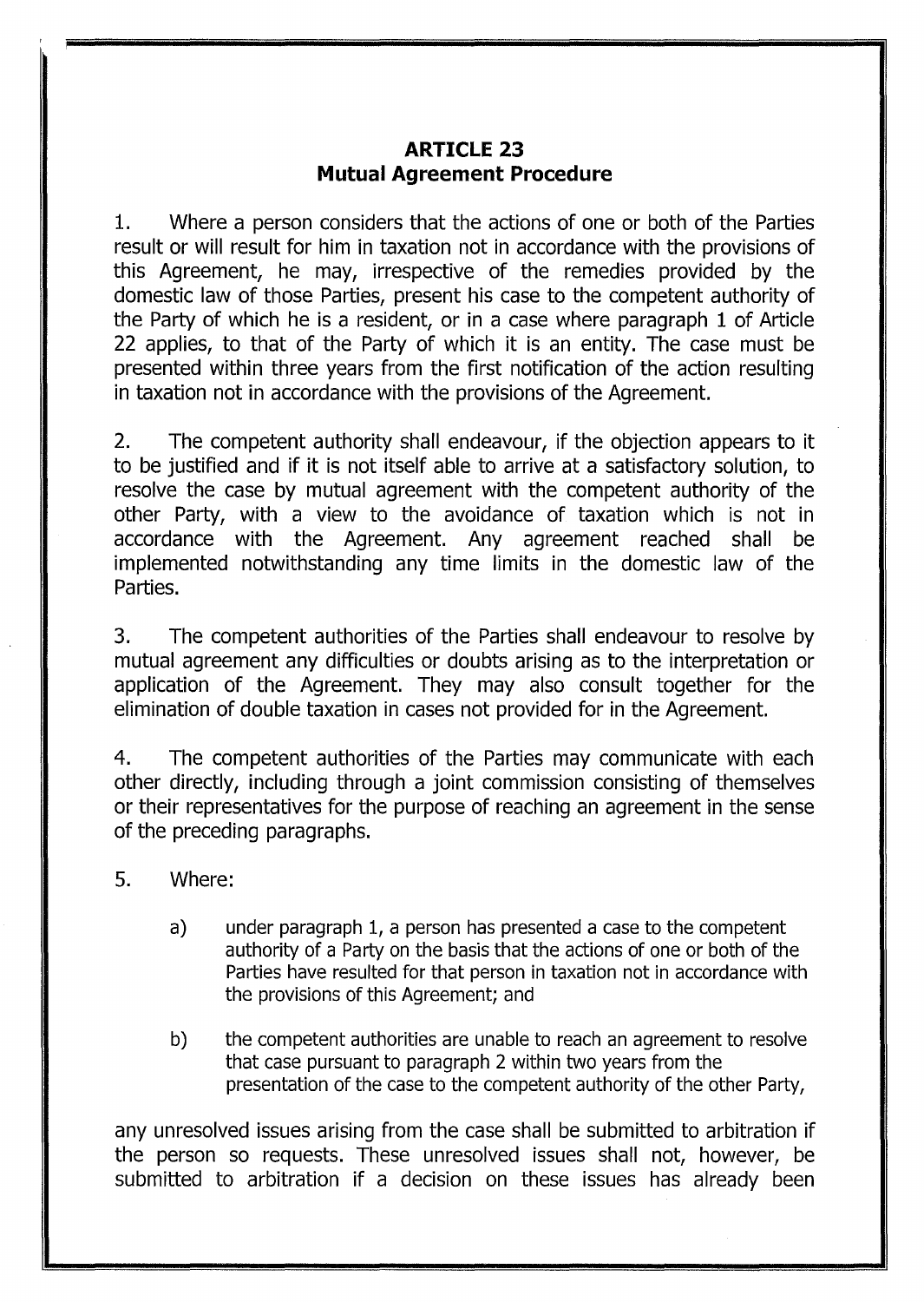## ARTICLE 23
## Mutual Agreement Procedure

1. Where a person considers that the actions of one or both of the Parties result or will result for him in taxation not in accordance with the provisions of this Agreement, he may, irrespective of the remedies provided by the domestic law of those Parties, present his case to the competent authority of the Party of which he is a resident, or in a case where paragraph 1 of Article 22 applies, to that of the Party of which it is an entity. The case must be presented within three years from the first notification of the action resulting in taxation not in accordance with the provisions of the Agreement.

2. The competent authority shall endeavour, if the objection appears to it to be justified and if it is not itself able to arrive at a satisfactory solution, to resolve the case by mutual agreement with the competent authority of the other Party, with a view to the avoidance of taxation which is not in accordance with the Agreement. Any agreement reached shall be implemented notwithstanding any time limits in the domestic law of the Parties.

3. The competent authorities of the Parties shall endeavour to resolve by mutual agreement any difficulties or doubts arising as to the interpretation or application of the Agreement. They may also consult together for the elimination of double taxation in cases not provided for in the Agreement.

4. The competent authorities of the Parties may communicate with each other directly, including through a joint commission consisting of themselves or their representatives for the purpose of reaching an agreement in the sense of the preceding paragraphs.

5. Where:

   a) under paragraph 1, a person has presented a case to the competent authority of a Party on the basis that the actions of one or both of the Parties have resulted for that person in taxation not in accordance with the provisions of this Agreement; and

   b) the competent authorities are unable to reach an agreement to resolve that case pursuant to paragraph 2 within two years from the presentation of the case to the competent authority of the other Party,

any unresolved issues arising from the case shall be submitted to arbitration if the person so requests. These unresolved issues shall not, however, be submitted to arbitration if a decision on these issues has already been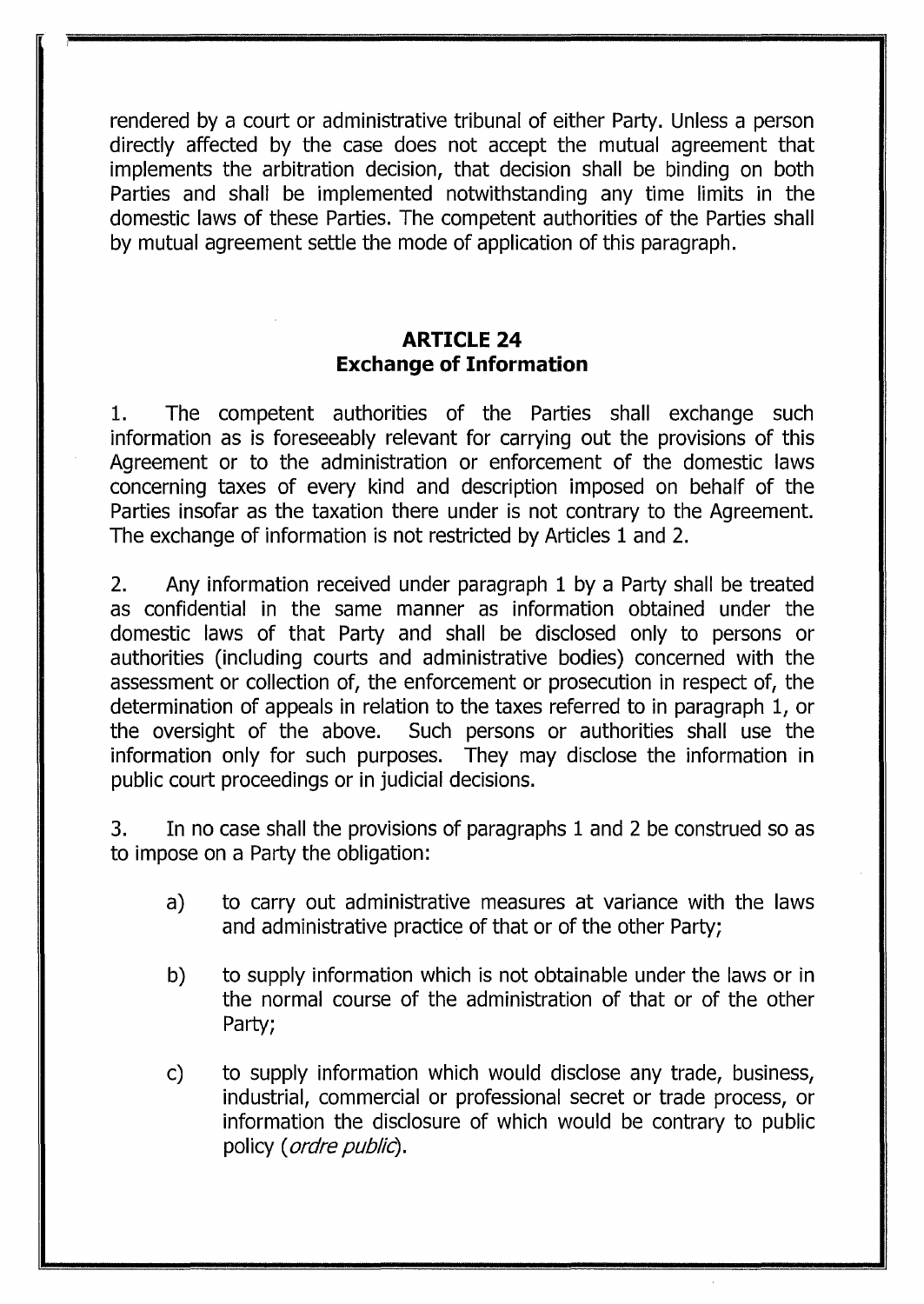rendered by a court or administrative tribunal of either Party. Unless a person directly affected by the case does not accept the mutual agreement that implements the arbitration decision, that decision shall be binding on both Parties and shall be implemented notwithstanding any time limits in the domestic laws of these Parties. The competent authorities of the Parties shall by mutual agreement settle the mode of application of this paragraph.

## ARTICLE 24
## Exchange of Information

1. The competent authorities of the Parties shall exchange such information as is foreseeably relevant for carrying out the provisions of this Agreement or to the administration or enforcement of the domestic laws concerning taxes of every kind and description imposed on behalf of the Parties insofar as the taxation there under is not contrary to the Agreement. The exchange of information is not restricted by Articles 1 and 2.

2. Any information received under paragraph 1 by a Party shall be treated as confidential in the same manner as information obtained under the domestic laws of that Party and shall be disclosed only to persons or authorities (including courts and administrative bodies) concerned with the assessment or collection of, the enforcement or prosecution in respect of, the determination of appeals in relation to the taxes referred to in paragraph 1, or the oversight of the above. Such persons or authorities shall use the information only for such purposes. They may disclose the information in public court proceedings or in judicial decisions.

3. In no case shall the provisions of paragraphs 1 and 2 be construed so as to impose on a Party the obligation:

a) to carry out administrative measures at variance with the laws and administrative practice of that or of the other Party;

b) to supply information which is not obtainable under the laws or in the normal course of the administration of that or of the other Party;

c) to supply information which would disclose any trade, business, industrial, commercial or professional secret or trade process, or information the disclosure of which would be contrary to public policy (*ordre public*).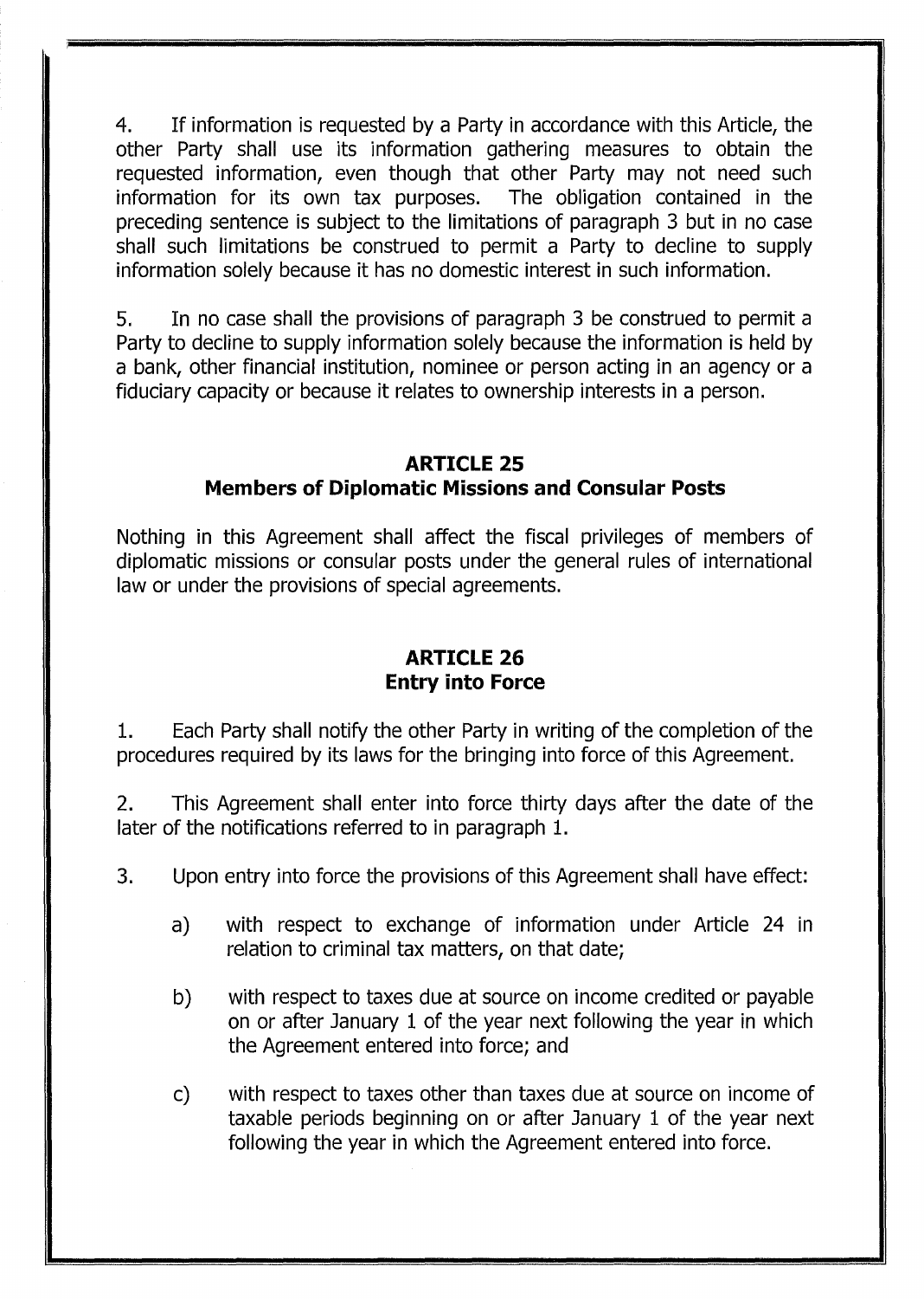4. If information is requested by a Party in accordance with this Article, the other Party shall use its information gathering measures to obtain the requested information, even though that other Party may not need such information for its own tax purposes. The obligation contained in the preceding sentence is subject to the limitations of paragraph 3 but in no case shall such limitations be construed to permit a Party to decline to supply information solely because it has no domestic interest in such information.

5. In no case shall the provisions of paragraph 3 be construed to permit a Party to decline to supply information solely because the information is held by a bank, other financial institution, nominee or person acting in an agency or a fiduciary capacity or because it relates to ownership interests in a person.

## ARTICLE 25
## Members of Diplomatic Missions and Consular Posts

Nothing in this Agreement shall affect the fiscal privileges of members of diplomatic missions or consular posts under the general rules of international law or under the provisions of special agreements.

## ARTICLE 26
## Entry into Force

1. Each Party shall notify the other Party in writing of the completion of the procedures required by its laws for the bringing into force of this Agreement.

2. This Agreement shall enter into force thirty days after the date of the later of the notifications referred to in paragraph 1.

3. Upon entry into force the provisions of this Agreement shall have effect:

   a) with respect to exchange of information under Article 24 in relation to criminal tax matters, on that date;

   b) with respect to taxes due at source on income credited or payable on or after January 1 of the year next following the year in which the Agreement entered into force; and

   c) with respect to taxes other than taxes due at source on income of taxable periods beginning on or after January 1 of the year next following the year in which the Agreement entered into force.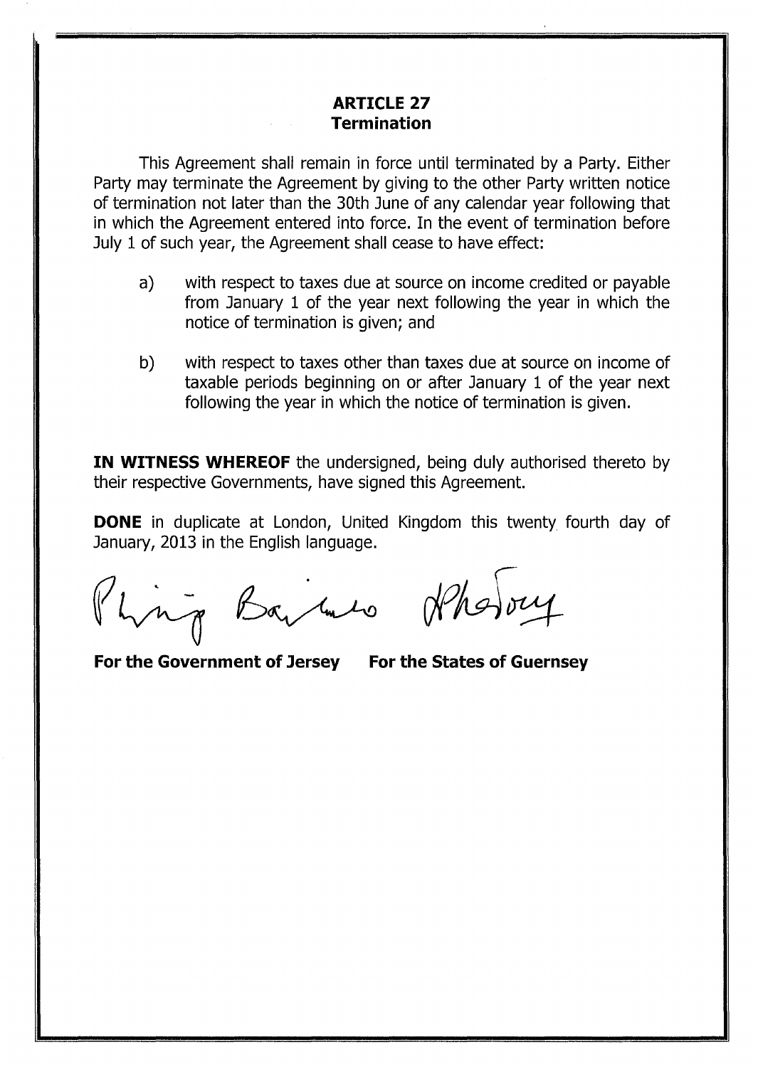## ARTICLE 27
## Termination

This Agreement shall remain in force until terminated by a Party. Either Party may terminate the Agreement by giving to the other Party written notice of termination not later than the 30th June of any calendar year following that in which the Agreement entered into force. In the event of termination before July 1 of such year, the Agreement shall cease to have effect:

a) with respect to taxes due at source on income credited or payable from January 1 of the year next following the year in which the notice of termination is given; and

b) with respect to taxes other than taxes due at source on income of taxable periods beginning on or after January 1 of the year next following the year in which the notice of termination is given.

**IN WITNESS WHEREOF** the undersigned, being duly authorised thereto by their respective Governments, have signed this Agreement.

**DONE** in duplicate at London, United Kingdom this twenty fourth day of January, 2013 in the English language.

**For the Government of Jersey** **For the States of Guernsey**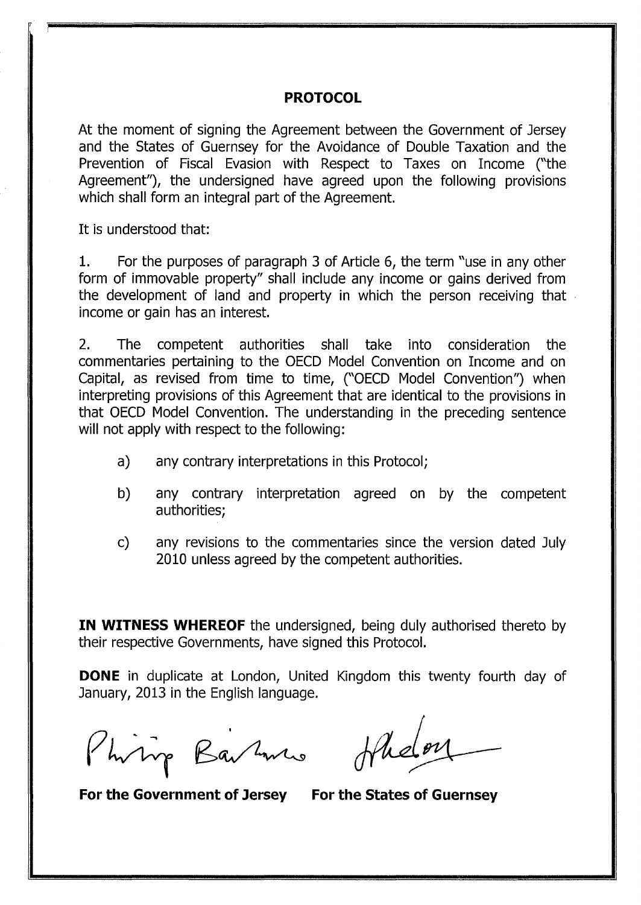## PROTOCOL

At the moment of signing the Agreement between the Government of Jersey and the States of Guernsey for the Avoidance of Double Taxation and the Prevention of Fiscal Evasion with Respect to Taxes on Income ("the Agreement"), the undersigned have agreed upon the following provisions which shall form an integral part of the Agreement.

It is understood that:

1. For the purposes of paragraph 3 of Article 6, the term "use in any other form of immovable property" shall include any income or gains derived from the development of land and property in which the person receiving that income or gain has an interest.

2. The competent authorities shall take into consideration the commentaries pertaining to the OECD Model Convention on Income and on Capital, as revised from time to time, ("OECD Model Convention") when interpreting provisions of this Agreement that are identical to the provisions in that OECD Model Convention. The understanding in the preceding sentence will not apply with respect to the following:

   a) any contrary interpretations in this Protocol;

   b) any contrary interpretation agreed on by the competent authorities;

   c) any revisions to the commentaries since the version dated July 2010 unless agreed by the competent authorities.

**IN WITNESS WHEREOF** the undersigned, being duly authorised thereto by their respective Governments, have signed this Protocol.

**DONE** in duplicate at London, United Kingdom this twenty fourth day of January, 2013 in the English language.

**For the Government of Jersey** **For the States of Guernsey**